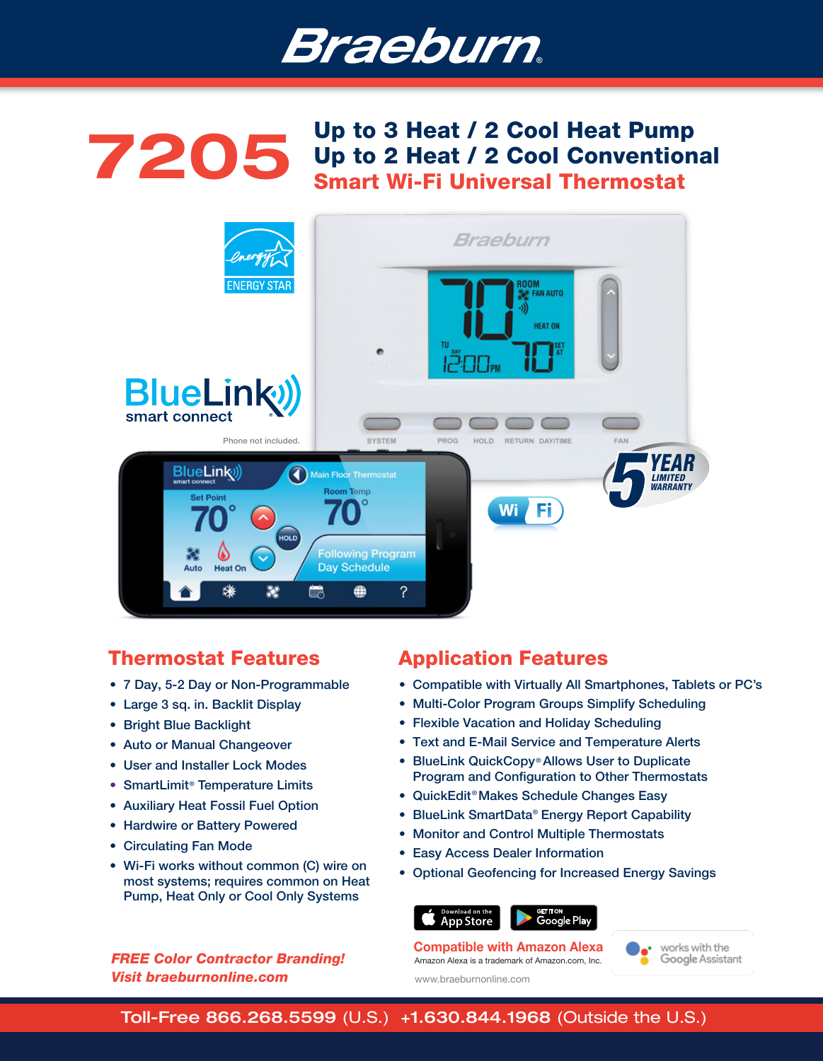# Braeburn®

# 7205

## Up to 3 Heat / 2 Cool Heat Pump
## Up to 2 Heat / 2 Cool Conventional
## Smart Wi-Fi Universal Thermostat

ENERGY STAR

BlueLink® smart connect

Phone not included.

5 YEAR LIMITED WARRANTY

Wi Fi

## Thermostat Features

- 7 Day, 5-2 Day or Non-Programmable
- Large 3 sq. in. Backlit Display
- Bright Blue Backlight
- Auto or Manual Changeover
- User and Installer Lock Modes
- SmartLimit® Temperature Limits
- Auxiliary Heat Fossil Fuel Option
- Hardwire or Battery Powered
- Circulating Fan Mode
- Wi-Fi works without common (C) wire on most systems; requires common on Heat Pump, Heat Only or Cool Only Systems

***FREE Color Contractor Branding!***
***Visit braeburnonline.com***

## Application Features

- Compatible with Virtually All Smartphones, Tablets or PC's
- Multi-Color Program Groups Simplify Scheduling
- Flexible Vacation and Holiday Scheduling
- Text and E-Mail Service and Temperature Alerts
- BlueLink QuickCopy® Allows User to Duplicate Program and Configuration to Other Thermostats
- QuickEdit® Makes Schedule Changes Easy
- BlueLink SmartData® Energy Report Capability
- Monitor and Control Multiple Thermostats
- Easy Access Dealer Information
- Optional Geofencing for Increased Energy Savings

Download on the App Store | GET IT ON Google Play

**Compatible with Amazon Alexa**
Amazon Alexa is a trademark of Amazon.com, Inc.

works with the Google Assistant

www.braeburnonline.com

**Toll-Free 866.268.5599** (U.S.) **+1.630.844.1968** (Outside the U.S.)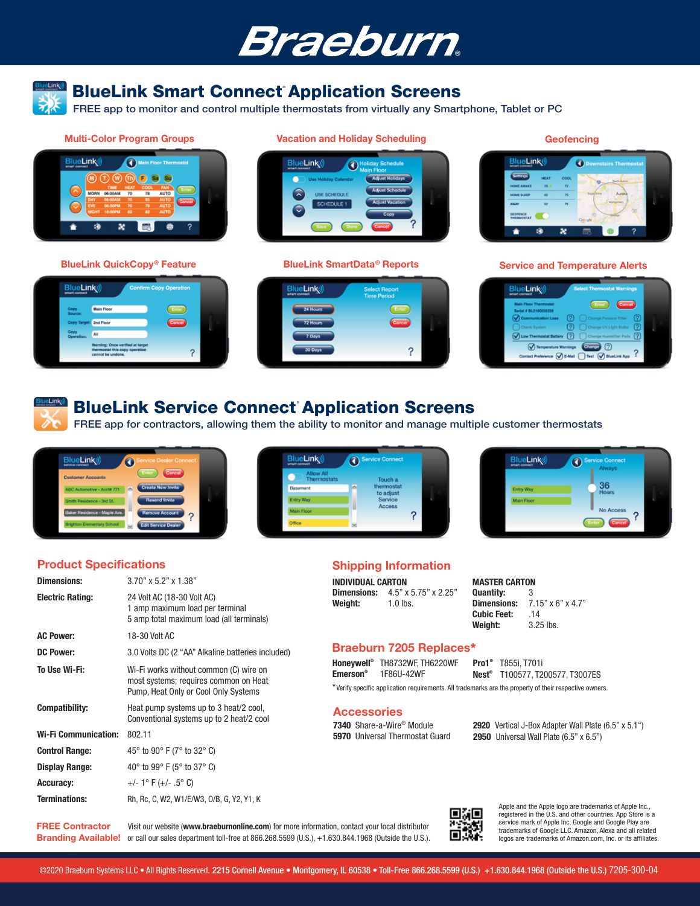# Braeburn

## BlueLink Smart Connect® Application Screens

FREE app to monitor and control multiple thermostats from virtually any Smartphone, Tablet or PC

Multi-Color Program Groups

Vacation and Holiday Scheduling

Geofencing

BlueLink QuickCopy® Feature

BlueLink SmartData® Reports

Service and Temperature Alerts

## BlueLink Service Connect® Application Screens

FREE app for contractors, allowing them the ability to monitor and manage multiple customer thermostats

### Product Specifications

| | |
|---|---|
| **Dimensions:** | 3.70" x 5.2" x 1.38" |
| **Electric Rating:** | 24 Volt AC (18-30 Volt AC)<br>1 amp maximum load per terminal<br>5 amp total maximum load (all terminals) |
| **AC Power:** | 18-30 Volt AC |
| **DC Power:** | 3.0 Volts DC (2 "AA" Alkaline batteries included) |
| **To Use Wi-Fi:** | Wi-Fi works without common (C) wire on most systems; requires common on Heat Pump, Heat Only or Cool Only Systems |
| **Compatibility:** | Heat pump systems up to 3 heat/2 cool, Conventional systems up to 2 heat/2 cool |
| **Wi-Fi Communication:** | 802.11 |
| **Control Range:** | 45° to 90° F (7° to 32° C) |
| **Display Range:** | 40° to 99° F (5° to 37° C) |
| **Accuracy:** | +/- 1° F (+/- .5° C) |
| **Terminations:** | Rh, Rc, C, W2, W1/E/W3, O/B, G, Y2, Y1, K |

### Shipping Information

**INDIVIDUAL CARTON**
**Dimensions:** 4.5" x 5.75" x 2.25"
**Weight:** 1.0 lbs.

**MASTER CARTON**
**Quantity:** 3
**Dimensions:** 7.15" x 6" x 4.7"
**Cubic Feet:** .14
**Weight:** 3.25 lbs.

### Braeburn 7205 Replaces*

**Honeywell®** TH8732WF, TH6220WF
**Emerson®** 1F86U-42WF
**Pro1®** T855i, T701i
**Nest®** T100577, T200577, T3007ES

*Verify specific application requirements. All trademarks are the property of their respective owners.

### Accessories

**7340** Share-a-Wire® Module
**5970** Universal Thermostat Guard
**2920** Vertical J-Box Adapter Wall Plate (6.5" x 5.1")
**2950** Universal Wall Plate (6.5" x 6.5")

**FREE Contractor Branding Available!**

Visit our website (**www.braeburnonline.com**) for more information, contact your local distributor or call our sales department toll-free at 866.268.5599 (U.S.), +1.630.844.1968 (Outside the U.S.).

Apple and the Apple logo are trademarks of Apple Inc., registered in the U.S. and other countries. App Store is a service mark of Apple Inc. Google and Google Play are trademarks of Google LLC. Amazon, Alexa and all related logos are trademarks of Amazon.com, Inc. or its affiliates.

©2020 Braeburn Systems LLC • All Rights Reserved. 2215 Cornell Avenue • Montgomery, IL 60538 • Toll-Free 866.268.5599 (U.S.) +1.630.844.1968 (Outside the U.S.) 7205-300-04